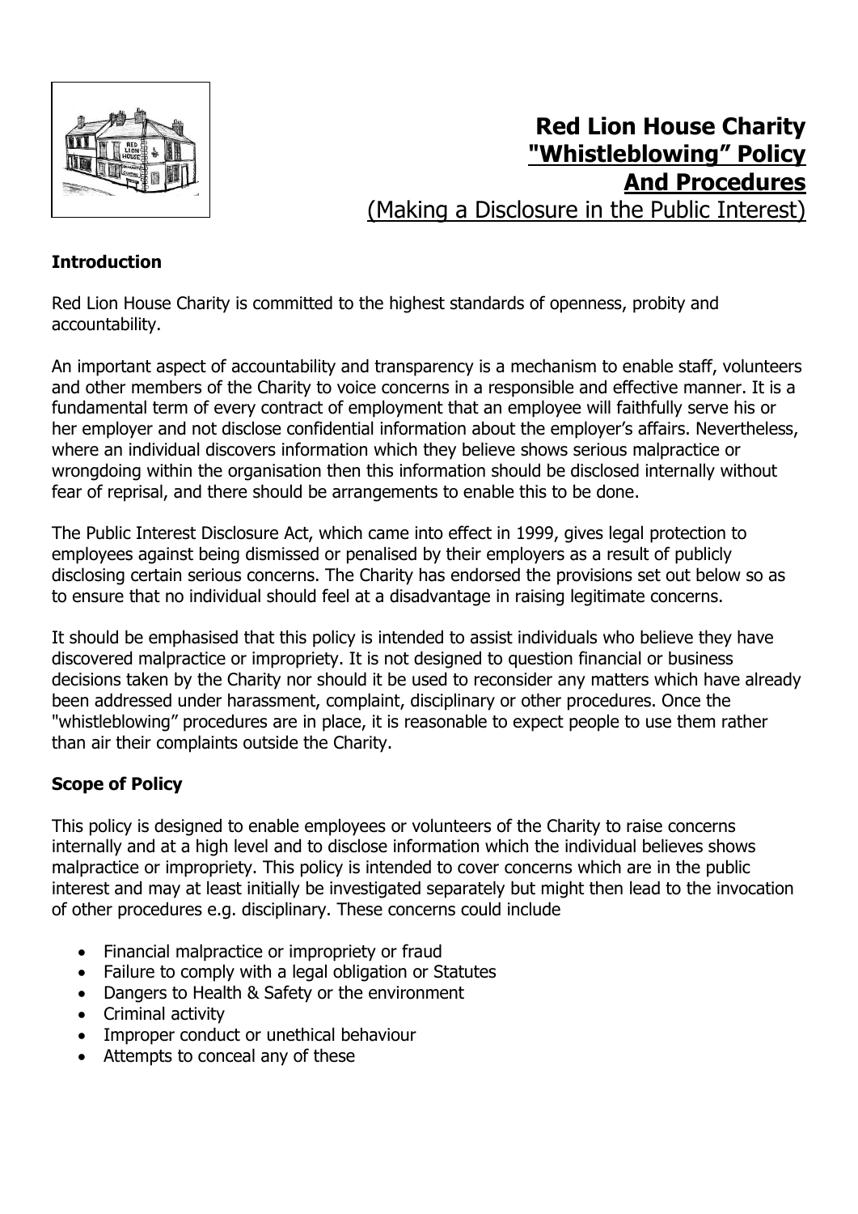# Red Lion House Charity "Whistleblowing" Policy And Procedures

(Making a Disclosure in the Public Interest)

## Introduction

Red Lion House Charity is committed to the highest standards of openness, probity and accountability.

An important aspect of accountability and transparency is a mechanism to enable staff, volunteers and other members of the Charity to voice concerns in a responsible and effective manner. It is a fundamental term of every contract of employment that an employee will faithfully serve his or her employer and not disclose confidential information about the employer's affairs. Nevertheless, where an individual discovers information which they believe shows serious malpractice or wrongdoing within the organisation then this information should be disclosed internally without fear of reprisal, and there should be arrangements to enable this to be done.

The Public Interest Disclosure Act, which came into effect in 1999, gives legal protection to employees against being dismissed or penalised by their employers as a result of publicly disclosing certain serious concerns. The Charity has endorsed the provisions set out below so as to ensure that no individual should feel at a disadvantage in raising legitimate concerns.

It should be emphasised that this policy is intended to assist individuals who believe they have discovered malpractice or impropriety. It is not designed to question financial or business decisions taken by the Charity nor should it be used to reconsider any matters which have already been addressed under harassment, complaint, disciplinary or other procedures. Once the "whistleblowing" procedures are in place, it is reasonable to expect people to use them rather than air their complaints outside the Charity.

## Scope of Policy

This policy is designed to enable employees or volunteers of the Charity to raise concerns internally and at a high level and to disclose information which the individual believes shows malpractice or impropriety. This policy is intended to cover concerns which are in the public interest and may at least initially be investigated separately but might then lead to the invocation of other procedures e.g. disciplinary. These concerns could include

- Financial malpractice or impropriety or fraud
- Failure to comply with a legal obligation or Statutes
- Dangers to Health & Safety or the environment
- Criminal activity
- Improper conduct or unethical behaviour
- Attempts to conceal any of these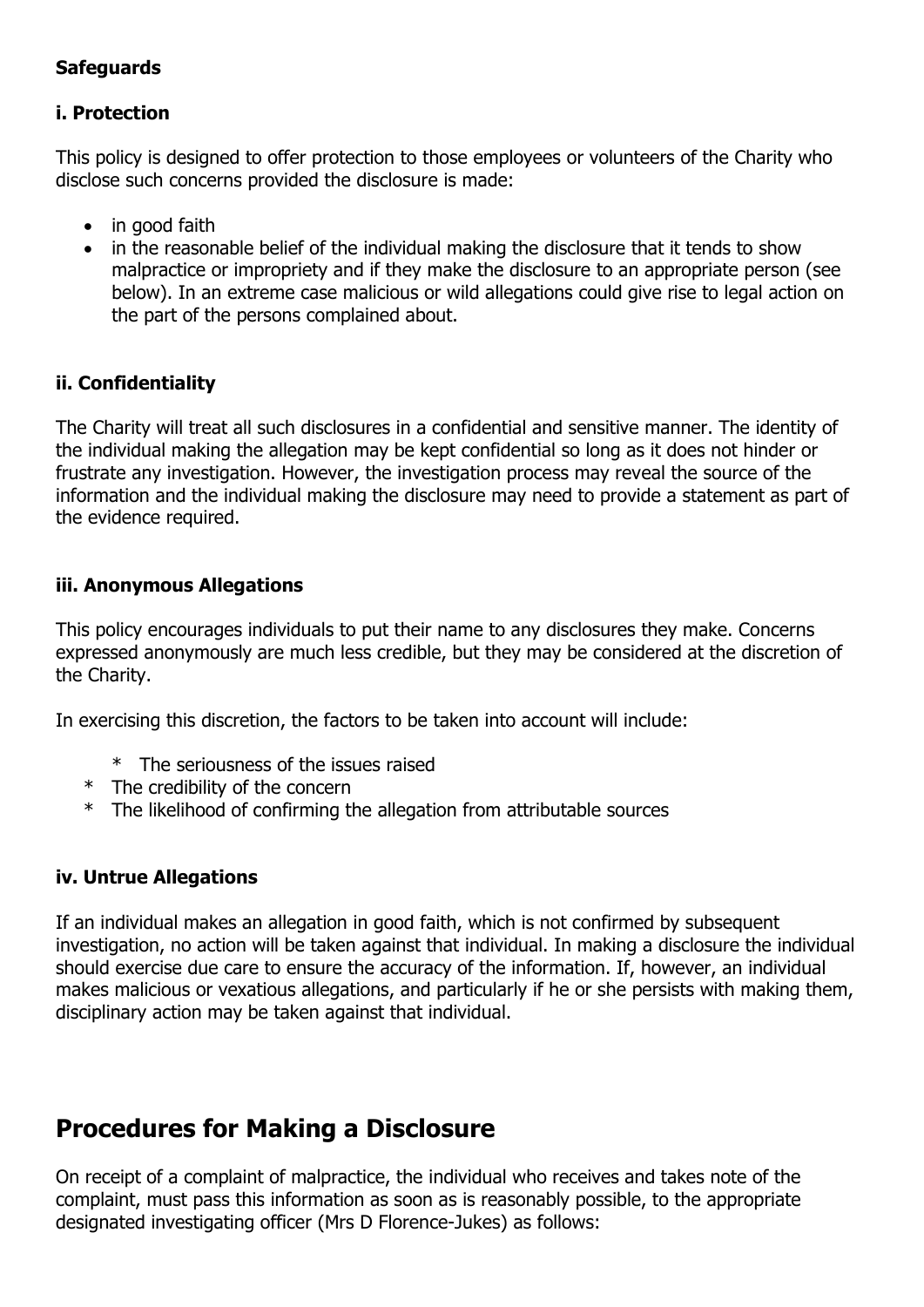**Safeguards**

**i. Protection**

This policy is designed to offer protection to those employees or volunteers of the Charity who disclose such concerns provided the disclosure is made:

- in good faith
- in the reasonable belief of the individual making the disclosure that it tends to show malpractice or impropriety and if they make the disclosure to an appropriate person (see below). In an extreme case malicious or wild allegations could give rise to legal action on the part of the persons complained about.

**ii. Confidentiality**

The Charity will treat all such disclosures in a confidential and sensitive manner. The identity of the individual making the allegation may be kept confidential so long as it does not hinder or frustrate any investigation. However, the investigation process may reveal the source of the information and the individual making the disclosure may need to provide a statement as part of the evidence required.

**iii. Anonymous Allegations**

This policy encourages individuals to put their name to any disclosures they make. Concerns expressed anonymously are much less credible, but they may be considered at the discretion of the Charity.

In exercising this discretion, the factors to be taken into account will include:

- The seriousness of the issues raised
- The credibility of the concern
- The likelihood of confirming the allegation from attributable sources

**iv. Untrue Allegations**

If an individual makes an allegation in good faith, which is not confirmed by subsequent investigation, no action will be taken against that individual. In making a disclosure the individual should exercise due care to ensure the accuracy of the information. If, however, an individual makes malicious or vexatious allegations, and particularly if he or she persists with making them, disciplinary action may be taken against that individual.

## Procedures for Making a Disclosure

On receipt of a complaint of malpractice, the individual who receives and takes note of the complaint, must pass this information as soon as is reasonably possible, to the appropriate designated investigating officer (Mrs D Florence-Jukes) as follows: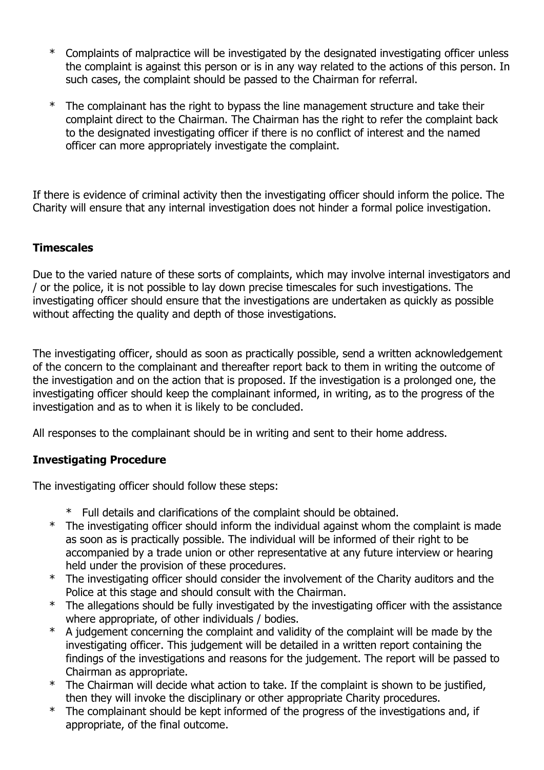* Complaints of malpractice will be investigated by the designated investigating officer unless the complaint is against this person or is in any way related to the actions of this person. In such cases, the complaint should be passed to the Chairman for referral.
* The complainant has the right to bypass the line management structure and take their complaint direct to the Chairman. The Chairman has the right to refer the complaint back to the designated investigating officer if there is no conflict of interest and the named officer can more appropriately investigate the complaint.

If there is evidence of criminal activity then the investigating officer should inform the police. The Charity will ensure that any internal investigation does not hinder a formal police investigation.

**Timescales**

Due to the varied nature of these sorts of complaints, which may involve internal investigators and / or the police, it is not possible to lay down precise timescales for such investigations. The investigating officer should ensure that the investigations are undertaken as quickly as possible without affecting the quality and depth of those investigations.

The investigating officer, should as soon as practically possible, send a written acknowledgement of the concern to the complainant and thereafter report back to them in writing the outcome of the investigation and on the action that is proposed. If the investigation is a prolonged one, the investigating officer should keep the complainant informed, in writing, as to the progress of the investigation and as to when it is likely to be concluded.

All responses to the complainant should be in writing and sent to their home address.

**Investigating Procedure**

The investigating officer should follow these steps:

* Full details and clarifications of the complaint should be obtained.
* The investigating officer should inform the individual against whom the complaint is made as soon as is practically possible. The individual will be informed of their right to be accompanied by a trade union or other representative at any future interview or hearing held under the provision of these procedures.
* The investigating officer should consider the involvement of the Charity auditors and the Police at this stage and should consult with the Chairman.
* The allegations should be fully investigated by the investigating officer with the assistance where appropriate, of other individuals / bodies.
* A judgement concerning the complaint and validity of the complaint will be made by the investigating officer. This judgement will be detailed in a written report containing the findings of the investigations and reasons for the judgement. The report will be passed to Chairman as appropriate.
* The Chairman will decide what action to take. If the complaint is shown to be justified, then they will invoke the disciplinary or other appropriate Charity procedures.
* The complainant should be kept informed of the progress of the investigations and, if appropriate, of the final outcome.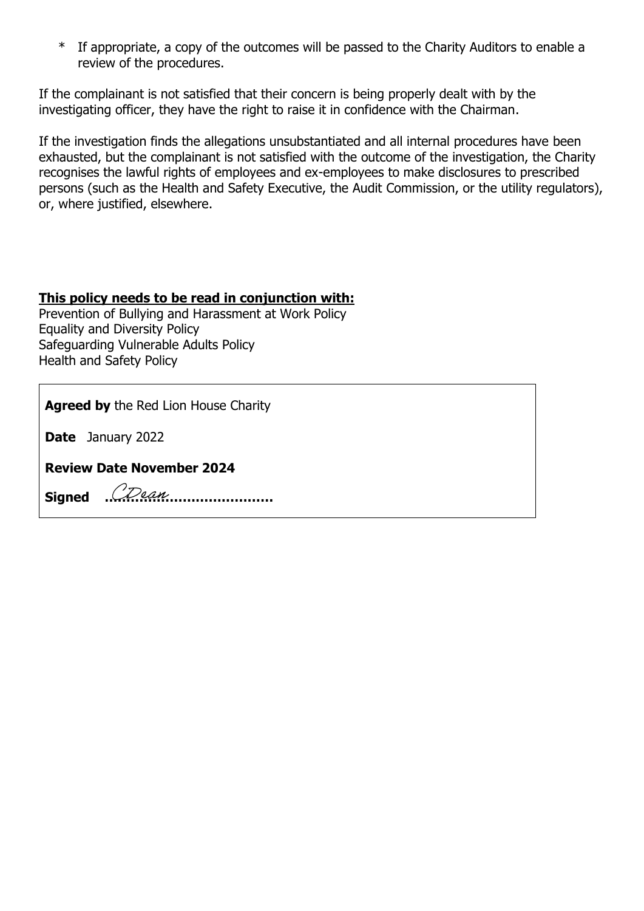* If appropriate, a copy of the outcomes will be passed to the Charity Auditors to enable a review of the procedures.

If the complainant is not satisfied that their concern is being properly dealt with by the investigating officer, they have the right to raise it in confidence with the Chairman.

If the investigation finds the allegations unsubstantiated and all internal procedures have been exhausted, but the complainant is not satisfied with the outcome of the investigation, the Charity recognises the lawful rights of employees and ex-employees to make disclosures to prescribed persons (such as the Health and Safety Executive, the Audit Commission, or the utility regulators), or, where justified, elsewhere.

**This policy needs to be read in conjunction with:**

Prevention of Bullying and Harassment at Work Policy
Equality and Diversity Policy
Safeguarding Vulnerable Adults Policy
Health and Safety Policy

**Agreed by** the Red Lion House Charity

**Date** January 2022

**Review Date November 2024**

**Signed** CDean..............................